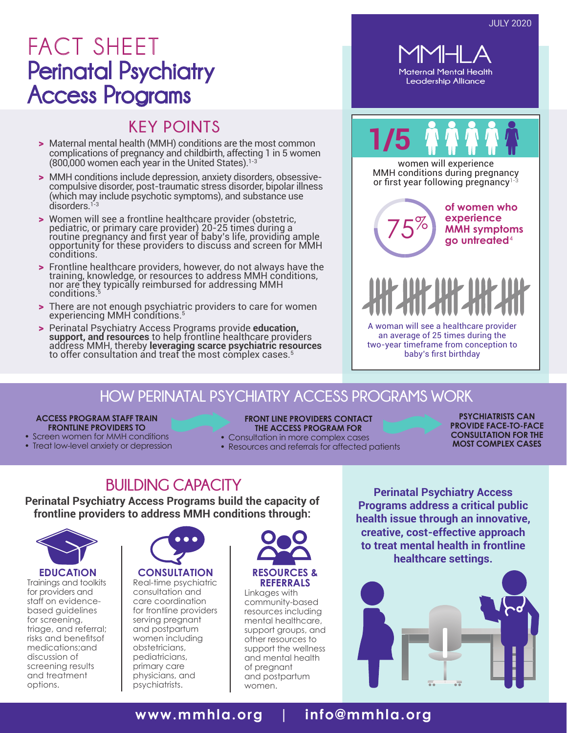JULY 2020

# FACT SHEET
# Perinatal Psychiatry Access Programs

MMHLA
Maternal Mental Health Leadership Alliance

## KEY POINTS

- Maternal mental health (MMH) conditions are the most common complications of pregnancy and childbirth, affecting 1 in 5 women (800,000 women each year in the United States).[1-3]
- MMH conditions include depression, anxiety disorders, obsessive-compulsive disorder, post-traumatic stress disorder, bipolar illness (which may include psychotic symptoms), and substance use disorders.[1-3]
- Women will see a frontline healthcare provider (obstetric, pediatric, or primary care provider) 20-25 times during a routine pregnancy and first year of baby's life, providing ample opportunity for these providers to discuss and screen for MMH conditions.
- Frontline healthcare providers, however, do not always have the training, knowledge, or resources to address MMH conditions, nor are they typically reimbursed for addressing MMH conditions.[5]
- There are not enough psychiatric providers to care for women experiencing MMH conditions.[5]
- Perinatal Psychiatry Access Programs provide **education, support, and resources** to help frontline healthcare providers address MMH, thereby **leveraging scarce psychiatric resources** to offer consultation and treat the most complex cases.[5]

**1/5** women will experience MMH conditions during pregnancy or first year following pregnancy[1-3]

**75%** of women who experience MMH symptoms go untreated[4]

A woman will see a healthcare provider an average of 25 times during the two-year timeframe from conception to baby's first birthday

## HOW PERINATAL PSYCHIATRY ACCESS PROGRAMS WORK

**ACCESS PROGRAM STAFF TRAIN FRONTLINE PROVIDERS TO**
- Screen women for MMH conditions
- Treat low-level anxiety or depression

**FRONT LINE PROVIDERS CONTACT THE ACCESS PROGRAM FOR**
- Consultation in more complex cases
- Resources and referrals for affected patients

**PSYCHIATRISTS CAN PROVIDE FACE-TO-FACE CONSULTATION FOR THE MOST COMPLEX CASES**

## BUILDING CAPACITY

**Perinatal Psychiatry Access Programs build the capacity of frontline providers to address MMH conditions through:**

**EDUCATION**
Trainings and toolkits for providers and staff on evidence-based guidelines for screening, triage, and referral; risks and benefitsof medications;and discussion of screening results and treatment options.

**CONSULTATION**
Real-time psychiatric consultation and care coordination for frontline providers serving pregnant and postpartum women including obstetricians, pediatricians, primary care physicians, and psychiatrists.

**RESOURCES & REFERRALS**
Linkages with community-based resources including mental healthcare, support groups, and other resources to support the wellness and mental health of pregnant and postpartum women.

**Perinatal Psychiatry Access Programs address a critical public health issue through an innovative, creative, cost-effective approach to treat mental health in frontline healthcare settings.**

**www.mmhla.org | info@mmhla.org**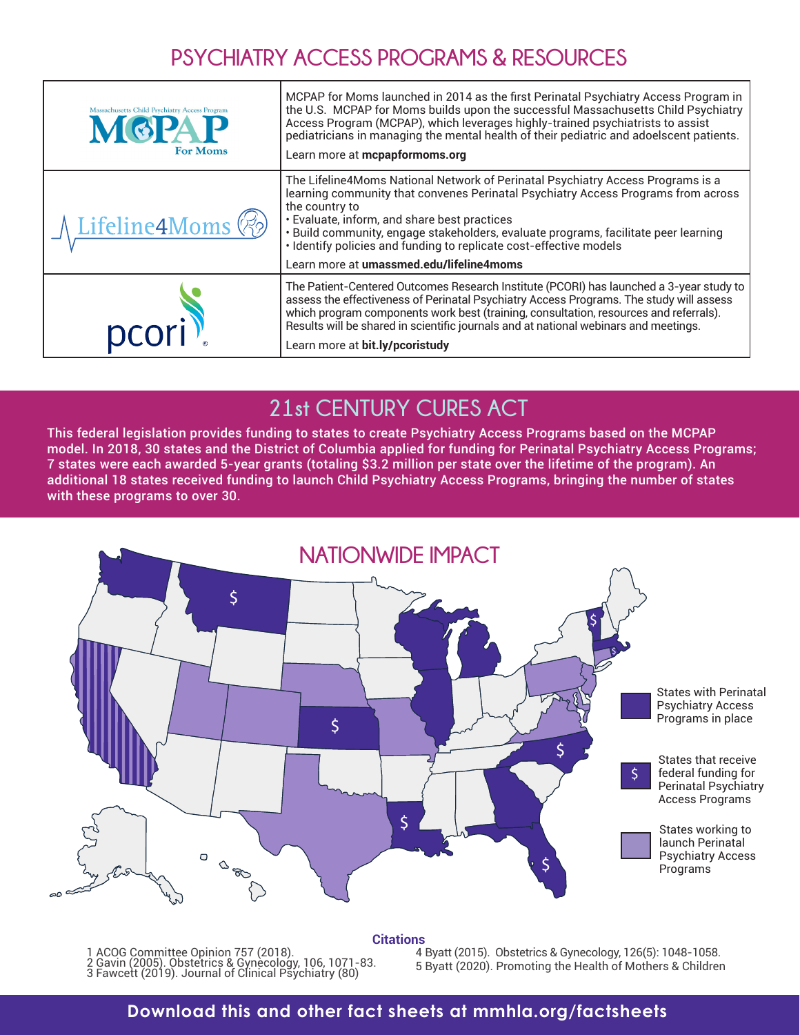# PSYCHIATRY ACCESS PROGRAMS & RESOURCES

| | |
|---|---|
| Massachusetts Child Psychiatry Access Program MCPAP For Moms | MCPAP for Moms launched in 2014 as the first Perinatal Psychiatry Access Program in the U.S. MCPAP for Moms builds upon the successful Massachusetts Child Psychiatry Access Program (MCPAP), which leverages highly-trained psychiatrists to assist pediatricians in managing the mental health of their pediatric and adoelscent patients.<br><br>Learn more at **mcpapformoms.org** |
| Lifeline4Moms | The Lifeline4Moms National Network of Perinatal Psychiatry Access Programs is a learning community that convenes Perinatal Psychiatry Access Programs from across the country to<br>• Evaluate, inform, and share best practices<br>• Build community, engage stakeholders, evaluate programs, facilitate peer learning<br>• Identify policies and funding to replicate cost-effective models<br><br>Learn more at **umassmed.edu/lifeline4moms** |
| pcori | The Patient-Centered Outcomes Research Institute (PCORI) has launched a 3-year study to assess the effectiveness of Perinatal Psychiatry Access Programs. The study will assess which program components work best (training, consultation, resources and referrals). Results will be shared in scientific journals and at national webinars and meetings.<br><br>Learn more at **bit.ly/pcoristudy** |

## 21st CENTURY CURES ACT

**This federal legislation provides funding to states to create Psychiatry Access Programs based on the MCPAP model. In 2018, 30 states and the District of Columbia applied for funding for Perinatal Psychiatry Access Programs; 7 states were each awarded 5-year grants (totaling $3.2 million per state over the lifetime of the program). An additional 18 states received funding to launch Child Psychiatry Access Programs, bringing the number of states with these programs to over 30.**

## NATIONWIDE IMPACT

States with Perinatal Psychiatry Access Programs in place

$ States that receive federal funding for Perinatal Psychiatry Access Programs

States working to launch Perinatal Psychiatry Access Programs

### Citations

1 ACOG Committee Opinion 757 (2018).
2 Gavin (2005). Obstetrics & Gynecology, 106, 1071-83.
3 Fawcett (2019). Journal of Clinical Psychiatry (80)
4 Byatt (2015). Obstetrics & Gynecology, 126(5): 1048-1058.
5 Byatt (2020). Promoting the Health of Mothers & Children

**Download this and other fact sheets at mmhla.org/factsheets**